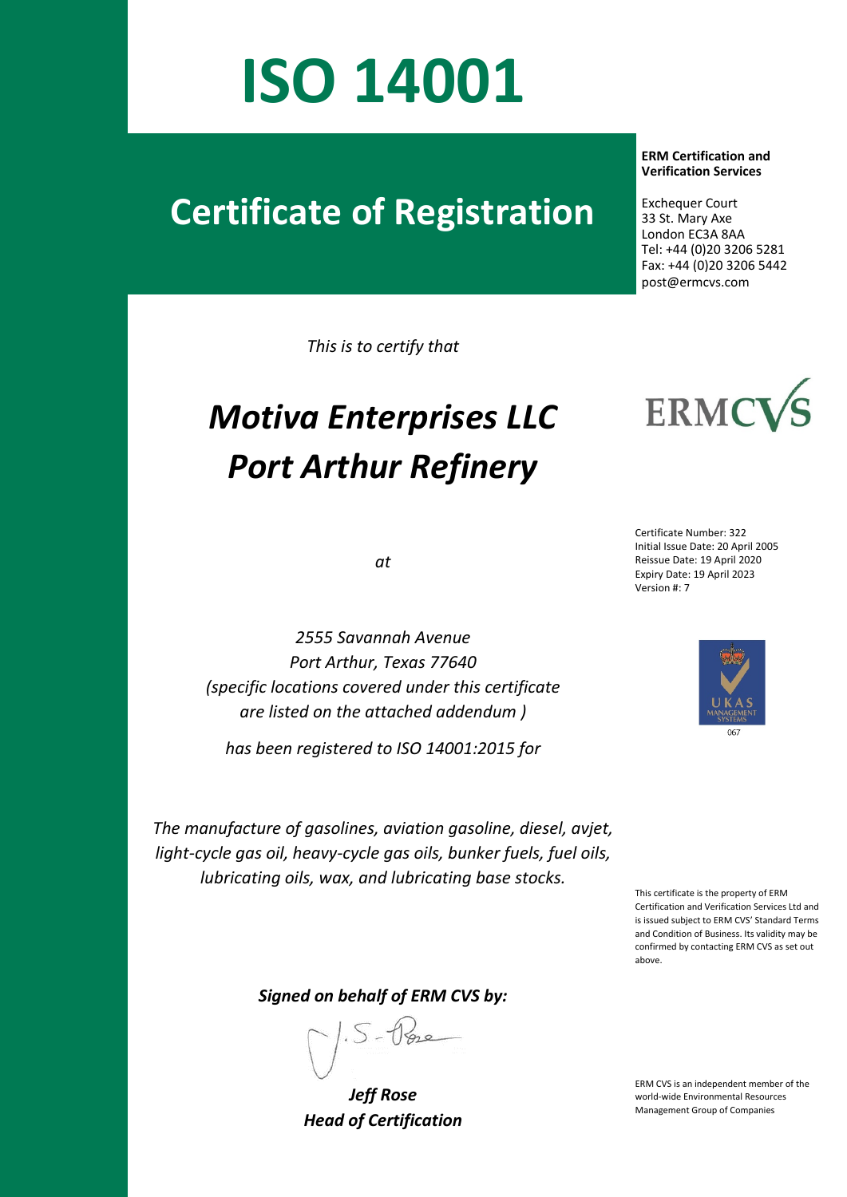# ISO 14001

## Certificate of Registration

**ERM Certification and Verification Services**

Exchequer Court
33 St. Mary Axe
London EC3A 8AA
Tel: +44 (0)20 3206 5281
Fax: +44 (0)20 3206 5442
post@ermcvs.com

*This is to certify that*

# *Motiva Enterprises LLC*
# *Port Arthur Refinery*

*at*

*2555 Savannah Avenue*
*Port Arthur, Texas 77640*
*(specific locations covered under this certificate are listed on the attached addendum )*

*has been registered to ISO 14001:2015 for*

*The manufacture of gasolines, aviation gasoline, diesel, avjet, light-cycle gas oil, heavy-cycle gas oils, bunker fuels, fuel oils, lubricating oils, wax, and lubricating base stocks.*

Certificate Number: 322
Initial Issue Date: 20 April 2005
Reissue Date: 19 April 2020
Expiry Date: 19 April 2023
Version #: 7

UKAS MANAGEMENT SYSTEMS
067

This certificate is the property of ERM Certification and Verification Services Ltd and is issued subject to ERM CVS' Standard Terms and Condition of Business. Its validity may be confirmed by contacting ERM CVS as set out above.

***Signed on behalf of ERM CVS by:***

***Jeff Rose***
***Head of Certification***

ERM CVS is an independent member of the world-wide Environmental Resources Management Group of Companies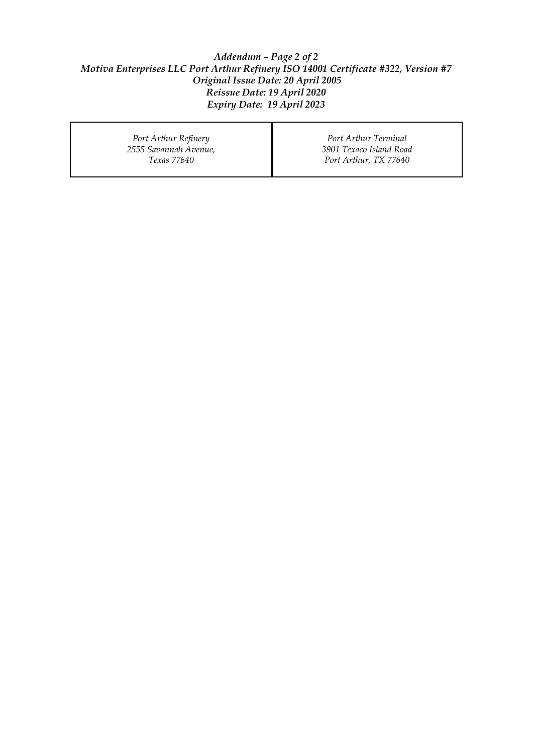***Addendum – Page 2 of 2***
***Motiva Enterprises LLC Port Arthur Refinery ISO 14001 Certificate #322, Version #7***
***Original Issue Date: 20 April 2005***
***Reissue Date: 19 April 2020***
***Expiry Date: 19 April 2023***

| | |
|---|---|
| *Port Arthur Refinery*<br>*2555 Savannah Avenue,*<br>*Texas 77640* | *Port Arthur Terminal*<br>*3901 Texaco Island Road*<br>*Port Arthur, TX 77640* |